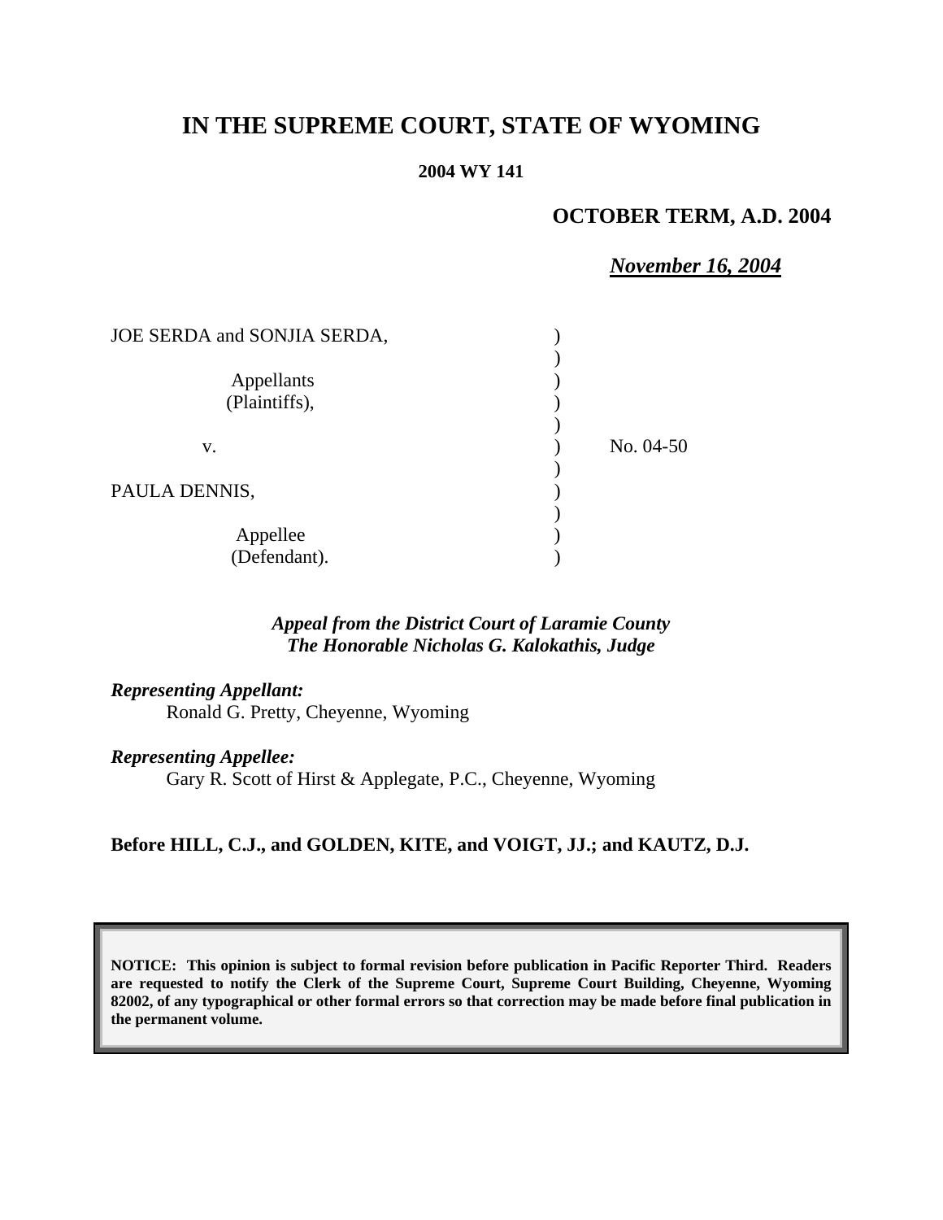# IN THE SUPREME COURT, STATE OF WYOMING

**2004 WY 141**

**OCTOBER TERM, A.D. 2004**

***November 16, 2004***

JOE SERDA and SONJIA SERDA,

Appellants
(Plaintiffs),

v.

PAULA DENNIS,

Appellee
(Defendant).

No. 04-50

***Appeal from the District Court of Laramie County***
***The Honorable Nicholas G. Kalokathis, Judge***

***Representing Appellant:***
Ronald G. Pretty, Cheyenne, Wyoming

***Representing Appellee:***
Gary R. Scott of Hirst & Applegate, P.C., Cheyenne, Wyoming

**Before HILL, C.J., and GOLDEN, KITE, and VOIGT, JJ.; and KAUTZ, D.J.**

**NOTICE: This opinion is subject to formal revision before publication in Pacific Reporter Third. Readers are requested to notify the Clerk of the Supreme Court, Supreme Court Building, Cheyenne, Wyoming 82002, of any typographical or other formal errors so that correction may be made before final publication in the permanent volume.**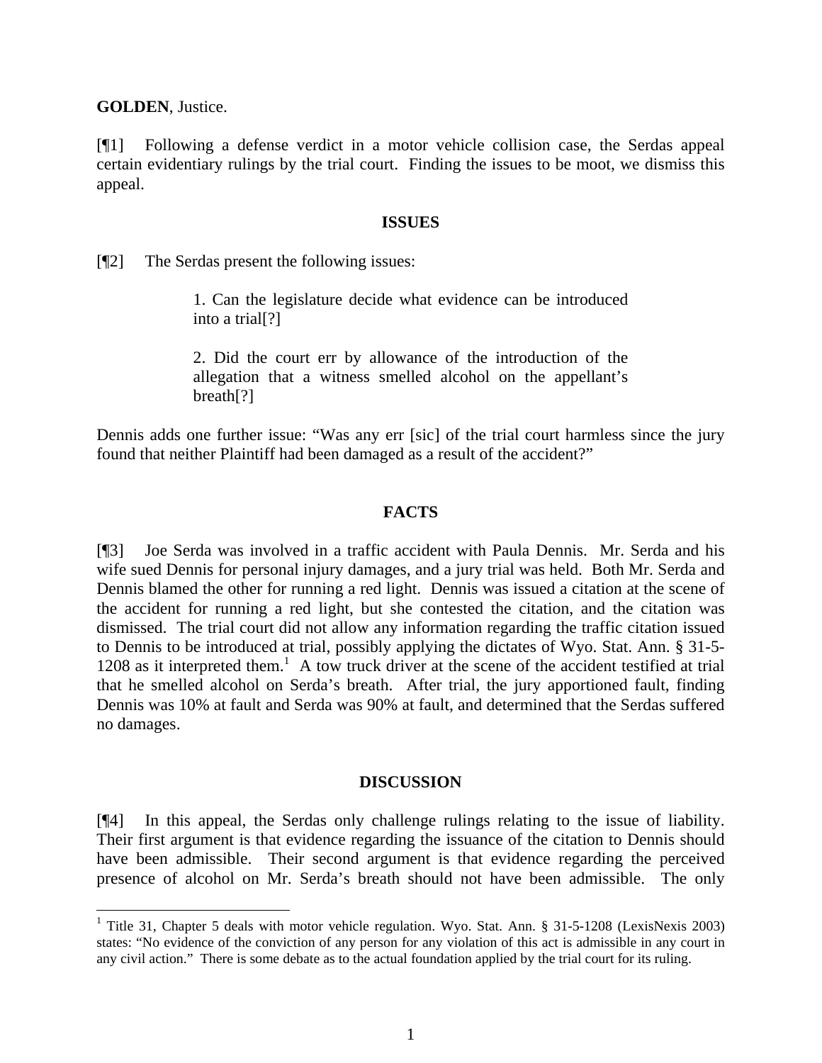**GOLDEN**, Justice.

[¶1] Following a defense verdict in a motor vehicle collision case, the Serdas appeal certain evidentiary rulings by the trial court. Finding the issues to be moot, we dismiss this appeal.

## ISSUES

[¶2] The Serdas present the following issues:

> 1. Can the legislature decide what evidence can be introduced into a trial[?]
>
> 2. Did the court err by allowance of the introduction of the allegation that a witness smelled alcohol on the appellant's breath[?]

Dennis adds one further issue: "Was any err [sic] of the trial court harmless since the jury found that neither Plaintiff had been damaged as a result of the accident?"

## FACTS

[¶3] Joe Serda was involved in a traffic accident with Paula Dennis. Mr. Serda and his wife sued Dennis for personal injury damages, and a jury trial was held. Both Mr. Serda and Dennis blamed the other for running a red light. Dennis was issued a citation at the scene of the accident for running a red light, but she contested the citation, and the citation was dismissed. The trial court did not allow any information regarding the traffic citation issued to Dennis to be introduced at trial, possibly applying the dictates of Wyo. Stat. Ann. § 31-5-1208 as it interpreted them.[1] A tow truck driver at the scene of the accident testified at trial that he smelled alcohol on Serda's breath. After trial, the jury apportioned fault, finding Dennis was 10% at fault and Serda was 90% at fault, and determined that the Serdas suffered no damages.

## DISCUSSION

[¶4] In this appeal, the Serdas only challenge rulings relating to the issue of liability. Their first argument is that evidence regarding the issuance of the citation to Dennis should have been admissible. Their second argument is that evidence regarding the perceived presence of alcohol on Mr. Serda's breath should not have been admissible. The only

---

[1] Title 31, Chapter 5 deals with motor vehicle regulation. Wyo. Stat. Ann. § 31-5-1208 (LexisNexis 2003) states: "No evidence of the conviction of any person for any violation of this act is admissible in any court in any civil action." There is some debate as to the actual foundation applied by the trial court for its ruling.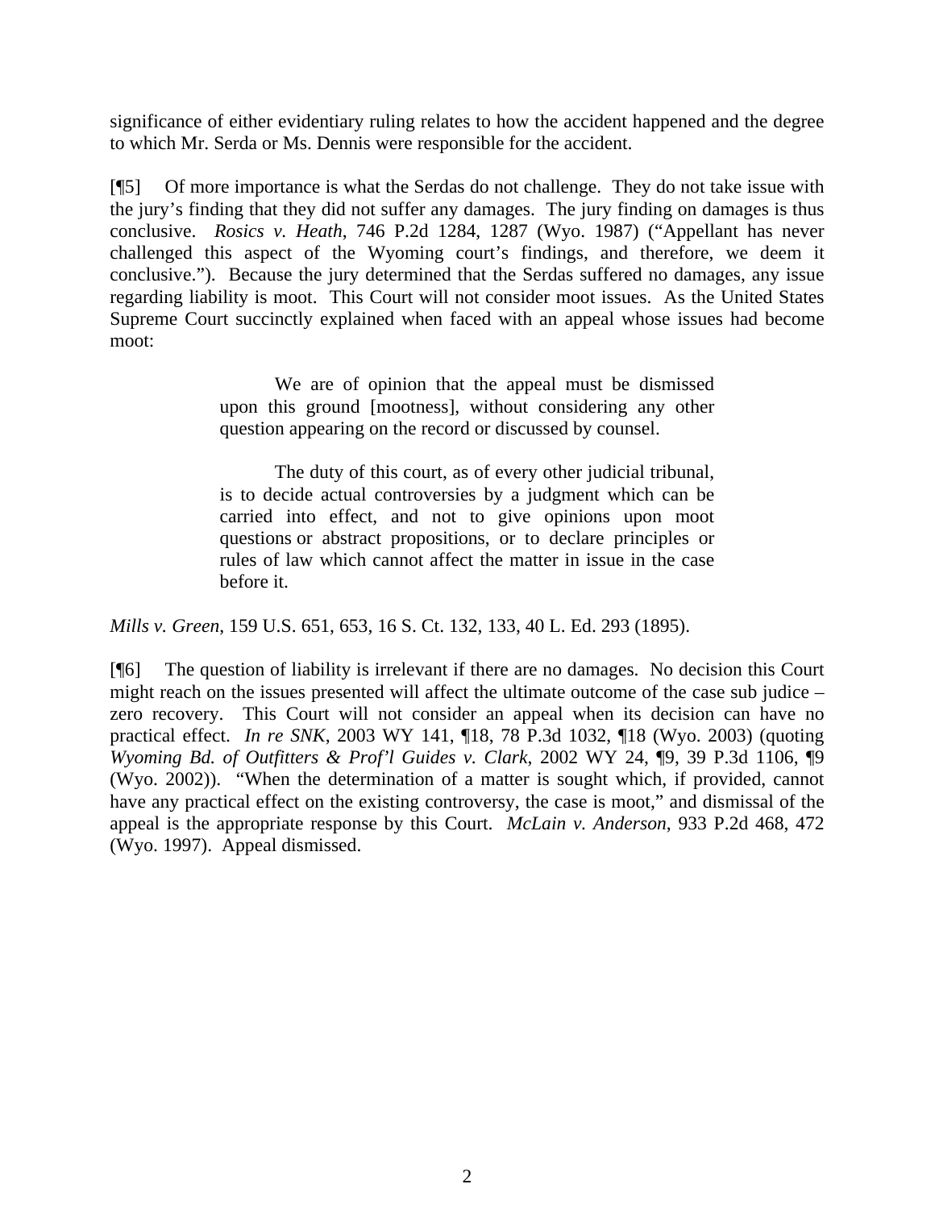significance of either evidentiary ruling relates to how the accident happened and the degree to which Mr. Serda or Ms. Dennis were responsible for the accident.

[¶5] Of more importance is what the Serdas do not challenge. They do not take issue with the jury's finding that they did not suffer any damages. The jury finding on damages is thus conclusive. *Rosics v. Heath*, 746 P.2d 1284, 1287 (Wyo. 1987) ("Appellant has never challenged this aspect of the Wyoming court's findings, and therefore, we deem it conclusive."). Because the jury determined that the Serdas suffered no damages, any issue regarding liability is moot. This Court will not consider moot issues. As the United States Supreme Court succinctly explained when faced with an appeal whose issues had become moot:

> We are of opinion that the appeal must be dismissed upon this ground [mootness], without considering any other question appearing on the record or discussed by counsel.
>
> The duty of this court, as of every other judicial tribunal, is to decide actual controversies by a judgment which can be carried into effect, and not to give opinions upon moot questions or abstract propositions, or to declare principles or rules of law which cannot affect the matter in issue in the case before it.

*Mills v. Green*, 159 U.S. 651, 653, 16 S. Ct. 132, 133, 40 L. Ed. 293 (1895).

[¶6] The question of liability is irrelevant if there are no damages. No decision this Court might reach on the issues presented will affect the ultimate outcome of the case sub judice – zero recovery. This Court will not consider an appeal when its decision can have no practical effect. *In re SNK*, 2003 WY 141, ¶18, 78 P.3d 1032, ¶18 (Wyo. 2003) (quoting *Wyoming Bd. of Outfitters & Prof'l Guides v. Clark*, 2002 WY 24, ¶9, 39 P.3d 1106, ¶9 (Wyo. 2002)). "When the determination of a matter is sought which, if provided, cannot have any practical effect on the existing controversy, the case is moot," and dismissal of the appeal is the appropriate response by this Court. *McLain v. Anderson*, 933 P.2d 468, 472 (Wyo. 1997). Appeal dismissed.